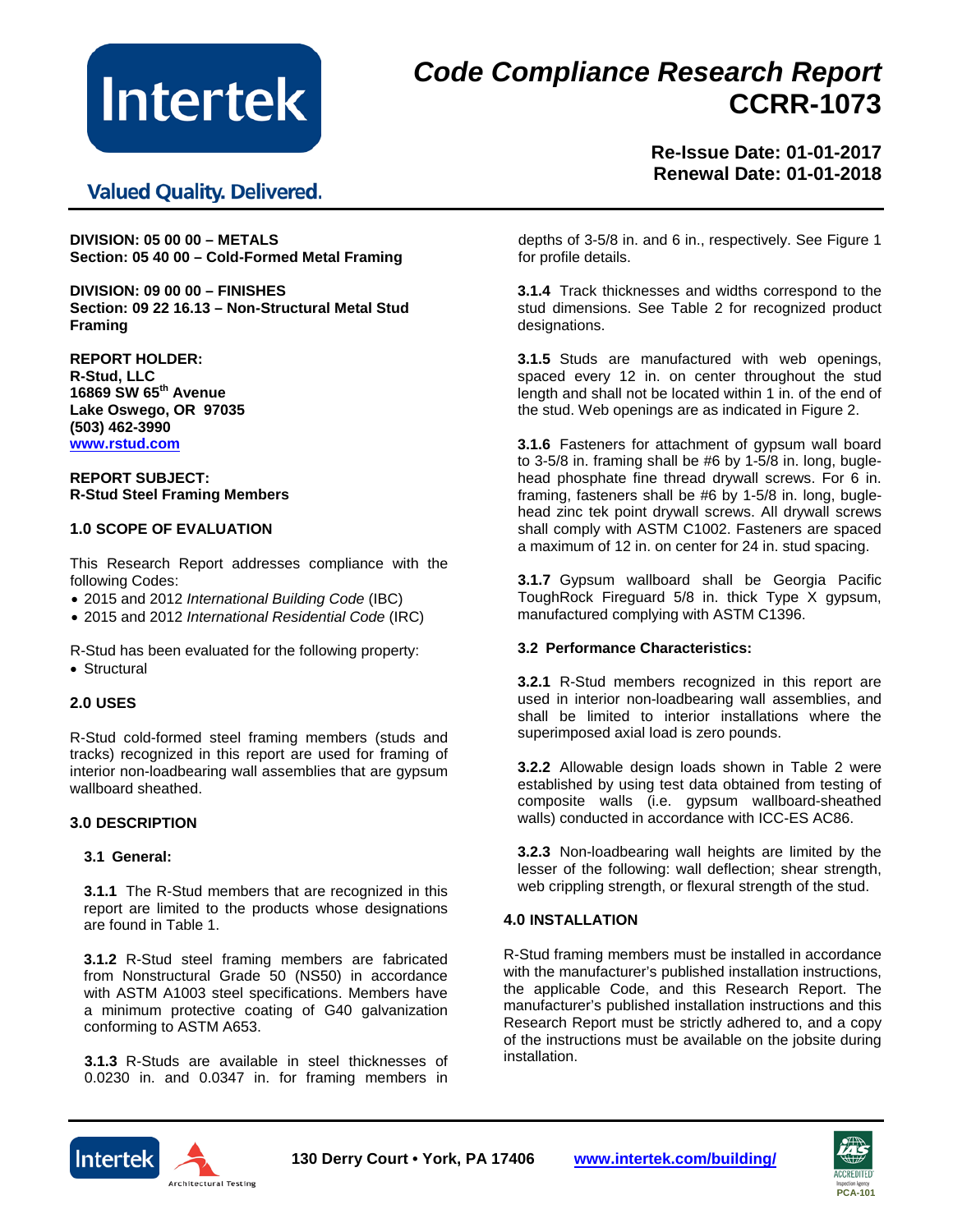# Code Compliance Research Report
# CCRR-1073

**Re-Issue Date: 01-01-2017**
**Renewal Date: 01-01-2018**

**DIVISION: 05 00 00 – METALS**
**Section: 05 40 00 – Cold-Formed Metal Framing**

**DIVISION: 09 00 00 – FINISHES**
**Section: 09 22 16.13 – Non-Structural Metal Stud Framing**

**REPORT HOLDER:**
**R-Stud, LLC**
**16869 SW 65th Avenue**
**Lake Oswego, OR 97035**
**(503) 462-3990**
**www.rstud.com**

**REPORT SUBJECT:**
**R-Stud Steel Framing Members**

## 1.0 SCOPE OF EVALUATION

This Research Report addresses compliance with the following Codes:

- 2015 and 2012 *International Building Code* (IBC)
- 2015 and 2012 *International Residential Code* (IRC)

R-Stud has been evaluated for the following property:

- Structural

## 2.0 USES

R-Stud cold-formed steel framing members (studs and tracks) recognized in this report are used for framing of interior non-loadbearing wall assemblies that are gypsum wallboard sheathed.

## 3.0 DESCRIPTION

### 3.1 General:

**3.1.1** The R-Stud members that are recognized in this report are limited to the products whose designations are found in Table 1.

**3.1.2** R-Stud steel framing members are fabricated from Nonstructural Grade 50 (NS50) in accordance with ASTM A1003 steel specifications. Members have a minimum protective coating of G40 galvanization conforming to ASTM A653.

**3.1.3** R-Studs are available in steel thicknesses of 0.0230 in. and 0.0347 in. for framing members in depths of 3-5/8 in. and 6 in., respectively. See Figure 1 for profile details.

**3.1.4** Track thicknesses and widths correspond to the stud dimensions. See Table 2 for recognized product designations.

**3.1.5** Studs are manufactured with web openings, spaced every 12 in. on center throughout the stud length and shall not be located within 1 in. of the end of the stud. Web openings are as indicated in Figure 2.

**3.1.6** Fasteners for attachment of gypsum wall board to 3-5/8 in. framing shall be #6 by 1-5/8 in. long, bugle-head phosphate fine thread drywall screws. For 6 in. framing, fasteners shall be #6 by 1-5/8 in. long, bugle-head zinc tek point drywall screws. All drywall screws shall comply with ASTM C1002. Fasteners are spaced a maximum of 12 in. on center for 24 in. stud spacing.

**3.1.7** Gypsum wallboard shall be Georgia Pacific ToughRock Fireguard 5/8 in. thick Type X gypsum, manufactured complying with ASTM C1396.

### 3.2 Performance Characteristics:

**3.2.1** R-Stud members recognized in this report are used in interior non-loadbearing wall assemblies, and shall be limited to interior installations where the superimposed axial load is zero pounds.

**3.2.2** Allowable design loads shown in Table 2 were established by using test data obtained from testing of composite walls (i.e. gypsum wallboard-sheathed walls) conducted in accordance with ICC-ES AC86.

**3.2.3** Non-loadbearing wall heights are limited by the lesser of the following: wall deflection; shear strength, web crippling strength, or flexural strength of the stud.

## 4.0 INSTALLATION

R-Stud framing members must be installed in accordance with the manufacturer's published installation instructions, the applicable Code, and this Research Report. The manufacturer's published installation instructions and this Research Report must be strictly adhered to, and a copy of the instructions must be available on the jobsite during installation.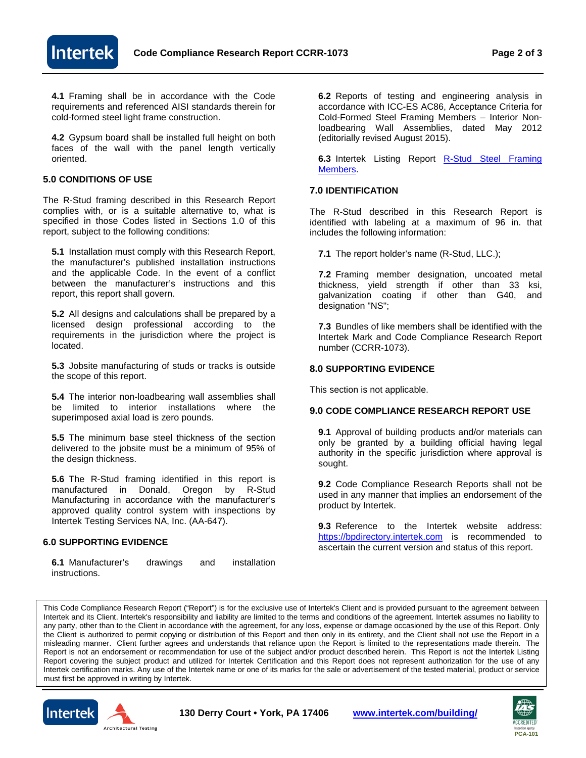**4.1** Framing shall be in accordance with the Code requirements and referenced AISI standards therein for cold-formed steel light frame construction.

**4.2** Gypsum board shall be installed full height on both faces of the wall with the panel length vertically oriented.

## 5.0 CONDITIONS OF USE

The R-Stud framing described in this Research Report complies with, or is a suitable alternative to, what is specified in those Codes listed in Sections 1.0 of this report, subject to the following conditions:

**5.1** Installation must comply with this Research Report, the manufacturer's published installation instructions and the applicable Code. In the event of a conflict between the manufacturer's instructions and this report, this report shall govern.

**5.2** All designs and calculations shall be prepared by a licensed design professional according to the requirements in the jurisdiction where the project is located.

**5.3** Jobsite manufacturing of studs or tracks is outside the scope of this report.

**5.4** The interior non-loadbearing wall assemblies shall be limited to interior installations where the superimposed axial load is zero pounds.

**5.5** The minimum base steel thickness of the section delivered to the jobsite must be a minimum of 95% of the design thickness.

**5.6** The R-Stud framing identified in this report is manufactured in Donald, Oregon by R-Stud Manufacturing in accordance with the manufacturer's approved quality control system with inspections by Intertek Testing Services NA, Inc. (AA-647).

## 6.0 SUPPORTING EVIDENCE

**6.1** Manufacturer's drawings and installation instructions.

**6.2** Reports of testing and engineering analysis in accordance with ICC-ES AC86, Acceptance Criteria for Cold-Formed Steel Framing Members – Interior Non-loadbearing Wall Assemblies, dated May 2012 (editorially revised August 2015).

**6.3** Intertek Listing Report R-Stud Steel Framing Members.

## 7.0 IDENTIFICATION

The R-Stud described in this Research Report is identified with labeling at a maximum of 96 in. that includes the following information:

**7.1** The report holder's name (R-Stud, LLC.);

**7.2** Framing member designation, uncoated metal thickness, yield strength if other than 33 ksi, galvanization coating if other than G40, and designation "NS";

**7.3** Bundles of like members shall be identified with the Intertek Mark and Code Compliance Research Report number (CCRR-1073).

## 8.0 SUPPORTING EVIDENCE

This section is not applicable.

## 9.0 CODE COMPLIANCE RESEARCH REPORT USE

**9.1** Approval of building products and/or materials can only be granted by a building official having legal authority in the specific jurisdiction where approval is sought.

**9.2** Code Compliance Research Reports shall not be used in any manner that implies an endorsement of the product by Intertek.

**9.3** Reference to the Intertek website address: https://bpdirectory.intertek.com is recommended to ascertain the current version and status of this report.

This Code Compliance Research Report ("Report") is for the exclusive use of Intertek's Client and is provided pursuant to the agreement between Intertek and its Client. Intertek's responsibility and liability are limited to the terms and conditions of the agreement. Intertek assumes no liability to any party, other than to the Client in accordance with the agreement, for any loss, expense or damage occasioned by the use of this Report. Only the Client is authorized to permit copying or distribution of this Report and then only in its entirety, and the Client shall not use the Report in a misleading manner. Client further agrees and understands that reliance upon the Report is limited to the representations made therein. The Report is not an endorsement or recommendation for use of the subject and/or product described herein. This Report is not the Intertek Listing Report covering the subject product and utilized for Intertek Certification and this Report does not represent authorization for the use of any Intertek certification marks. Any use of the Intertek name or one of its marks for the sale or advertisement of the tested material, product or service must first be approved in writing by Intertek.

130 Derry Court • York, PA 17406 www.intertek.com/building/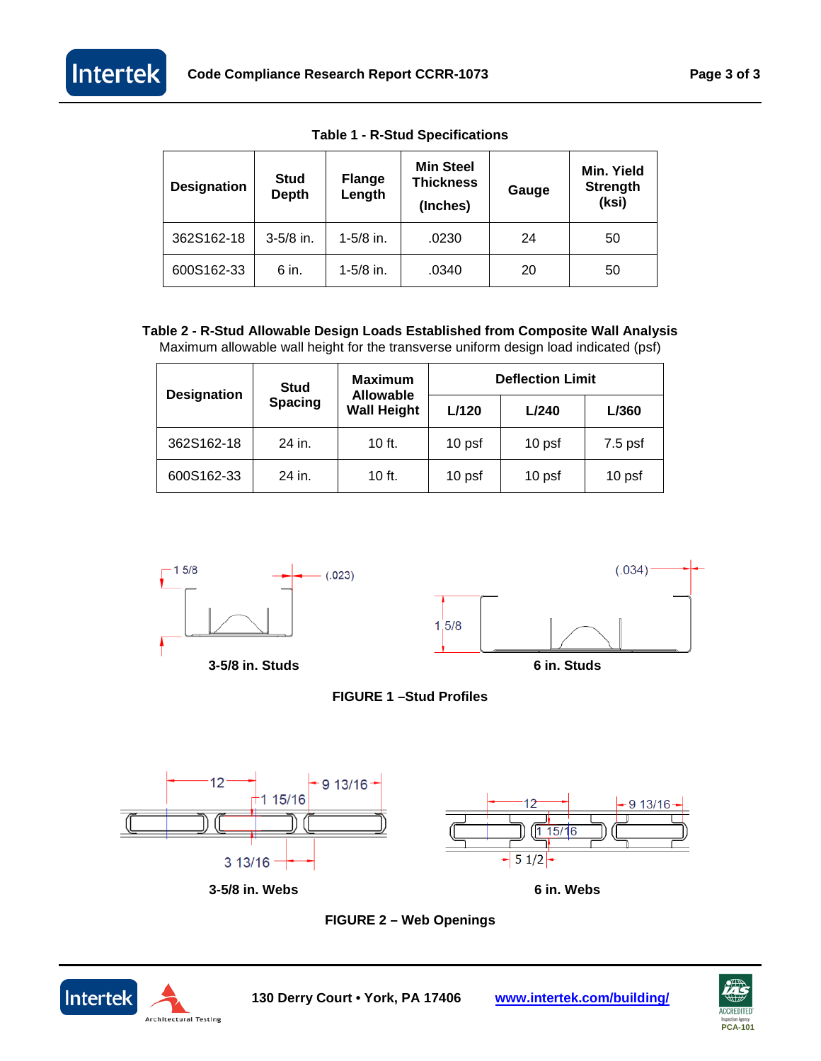**Table 1 - R-Stud Specifications**

| Designation | Stud Depth | Flange Length | Min Steel Thickness (Inches) | Gauge | Min. Yield Strength (ksi) |
|---|---|---|---|---|---|
| 362S162-18 | 3-5/8 in. | 1-5/8 in. | .0230 | 24 | 50 |
| 600S162-33 | 6 in. | 1-5/8 in. | .0340 | 20 | 50 |

**Table 2 - R-Stud Allowable Design Loads Established from Composite Wall Analysis**

Maximum allowable wall height for the transverse uniform design load indicated (psf)

| Designation | Stud Spacing | Maximum Allowable Wall Height | Deflection Limit | | |
|---|---|---|---|---|---|
| | | | L/120 | L/240 | L/360 |
| 362S162-18 | 24 in. | 10 ft. | 10 psf | 10 psf | 7.5 psf |
| 600S162-33 | 24 in. | 10 ft. | 10 psf | 10 psf | 10 psf |

1 5/8

(.023)

3-5/8 in. Studs

(.034)

1 5/8

6 in. Studs

**FIGURE 1 –Stud Profiles**

12

9 13/16

1 15/16

3 13/16

3-5/8 in. Webs

12

9 13/16

1 15/16

5 1/2

6 in. Webs

**FIGURE 2 – Web Openings**